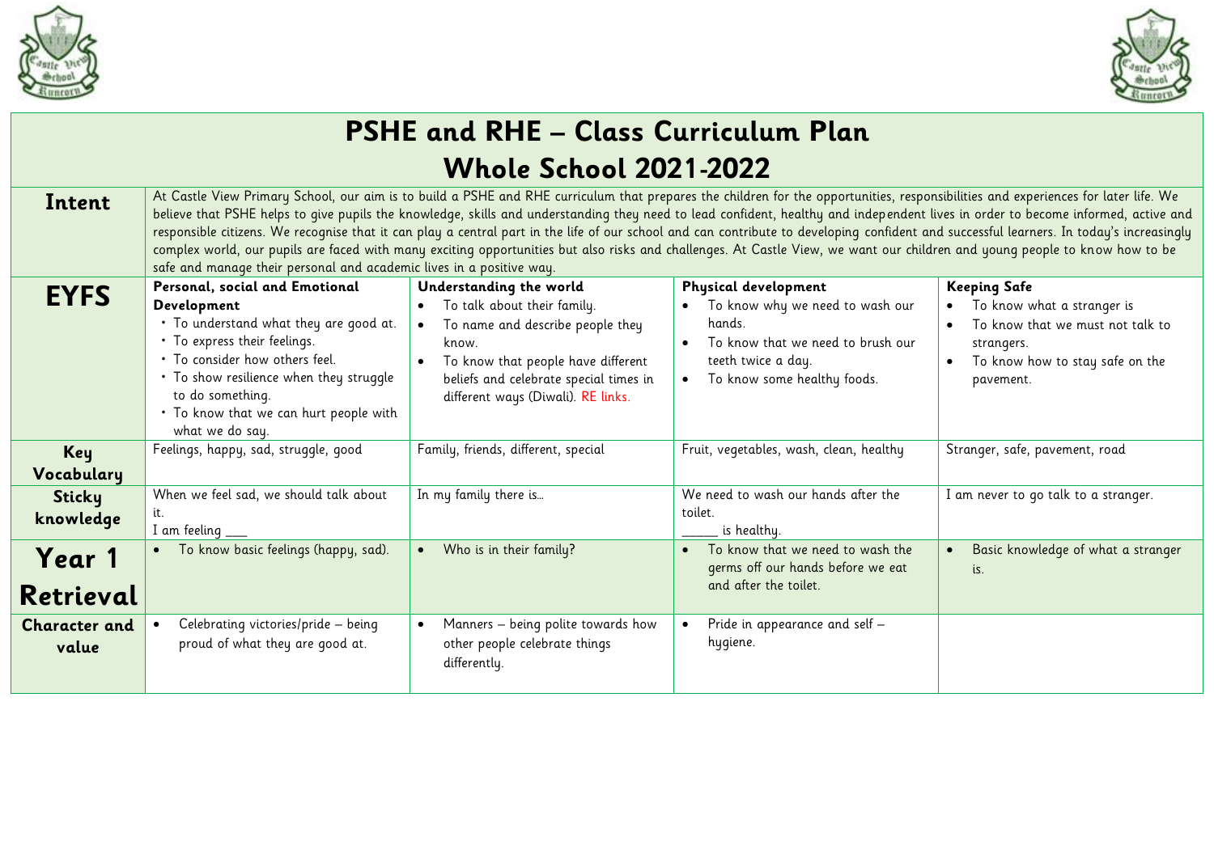# PSHE and RHE – Class Curriculum Plan
## Whole School 2021-2022

| | | | | |
|---|---|---|---|---|
| **Intent** | At Castle View Primary School, our aim is to build a PSHE and RHE curriculum that prepares the children for the opportunities, responsibilities and experiences for later life. We believe that PSHE helps to give pupils the knowledge, skills and understanding they need to lead confident, healthy and independent lives in order to become informed, active and responsible citizens. We recognise that it can play a central part in the life of our school and can contribute to developing confident and successful learners. In today's increasingly complex world, our pupils are faced with many exciting opportunities but also risks and challenges. At Castle View, we want our children and young people to know how to be safe and manage their personal and academic lives in a positive way. | | | |
| **EYFS** | **Personal, social and Emotional Development**<br>• To understand what they are good at.<br>• To express their feelings.<br>• To consider how others feel.<br>• To show resilience when they struggle to do something.<br>• To know that we can hurt people with what we do say. | **Understanding the world**<br>• To talk about their family.<br>• To name and describe people they know.<br>• To know that people have different beliefs and celebrate special times in different ways (Diwali). RE links. | **Physical development**<br>• To know why we need to wash our hands.<br>• To know that we need to brush our teeth twice a day.<br>• To know some healthy foods. | **Keeping Safe**<br>• To know what a stranger is<br>• To know that we must not talk to strangers.<br>• To know how to stay safe on the pavement. |
| **Key Vocabulary** | Feelings, happy, sad, struggle, good | Family, friends, different, special | Fruit, vegetables, wash, clean, healthy | Stranger, safe, pavement, road |
| **Sticky knowledge** | When we feel sad, we should talk about it.<br>I am feeling ___ | In my family there is… | We need to wash our hands after the toilet.<br>_____ is healthy. | I am never to go talk to a stranger. |
| **Year 1 Retrieval** | • To know basic feelings (happy, sad). | • Who is in their family? | • To know that we need to wash the germs off our hands before we eat and after the toilet. | • Basic knowledge of what a stranger is. |
| **Character and value** | • Celebrating victories/pride – being proud of what they are good at. | • Manners – being polite towards how other people celebrate things differently. | • Pride in appearance and self – hygiene. | |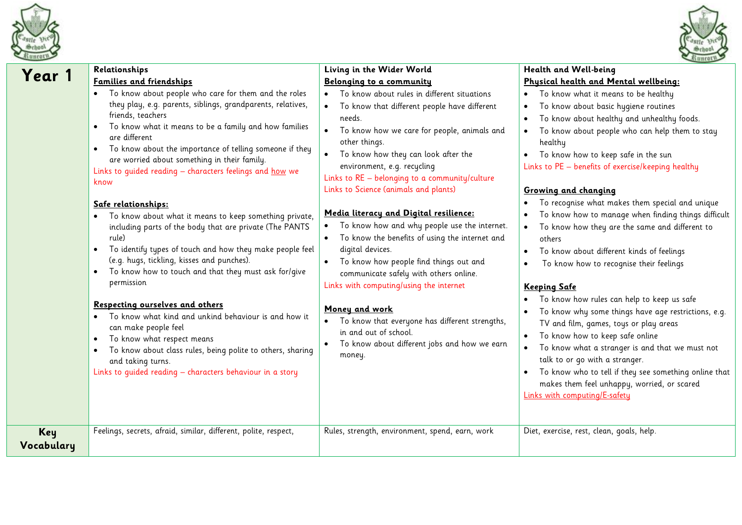# Year 1

## Relationships

### Families and friendships

- To know about people who care for them and the roles they play, e.g. parents, siblings, grandparents, relatives, friends, teachers
- To know what it means to be a family and how families are different
- To know about the importance of telling someone if they are worried about something in their family.

Links to guided reading – characters feelings and how we know

### Safe relationships:

- To know about what it means to keep something private, including parts of the body that are private (The PANTS rule)
- To identify types of touch and how they make people feel (e.g. hugs, tickling, kisses and punches).
- To know how to touch and that they must ask for/give permission

### Respecting ourselves and others

- To know what kind and unkind behaviour is and how it can make people feel
- To know what respect means
- To know about class rules, being polite to others, sharing and taking turns.

Links to guided reading – characters behaviour in a story

## Living in the Wider World

### Belonging to a community

- To know about rules in different situations
- To know that different people have different needs.
- To know how we care for people, animals and other things.
- To know how they can look after the environment, e.g. recycling

Links to RE – belonging to a community/culture
Links to Science (animals and plants)

### Media literacy and Digital resilience:

- To know how and why people use the internet.
- To know the benefits of using the internet and digital devices.
- To know how people find things out and communicate safely with others online.

Links with computing/using the internet

### Money and work

- To know that everyone has different strengths, in and out of school.
- To know about different jobs and how we earn money.

## Health and Well-being

### Physical health and Mental wellbeing:

- To know what it means to be healthy
- To know about basic hygiene routines
- To know about healthy and unhealthy foods.
- To know about people who can help them to stay healthy
- To know how to keep safe in the sun

Links to PE – benefits of exercise/keeping healthy

### Growing and changing

- To recognise what makes them special and unique
- To know how to manage when finding things difficult
- To know how they are the same and different to others
- To know about different kinds of feelings
- To know how to recognise their feelings

### Keeping Safe

- To know how rules can help to keep us safe
- To know why some things have age restrictions, e.g. TV and film, games, toys or play areas
- To know how to keep safe online
- To know what a stranger is and that we must not talk to or go with a stranger.
- To know who to tell if they see something online that makes them feel unhappy, worried, or scared

Links with computing/E-safety

## Key Vocabulary

| Relationships | Living in the Wider World | Health and Well-being |
|---|---|---|
| Feelings, secrets, afraid, similar, different, polite, respect, | Rules, strength, environment, spend, earn, work | Diet, exercise, rest, clean, goals, help. |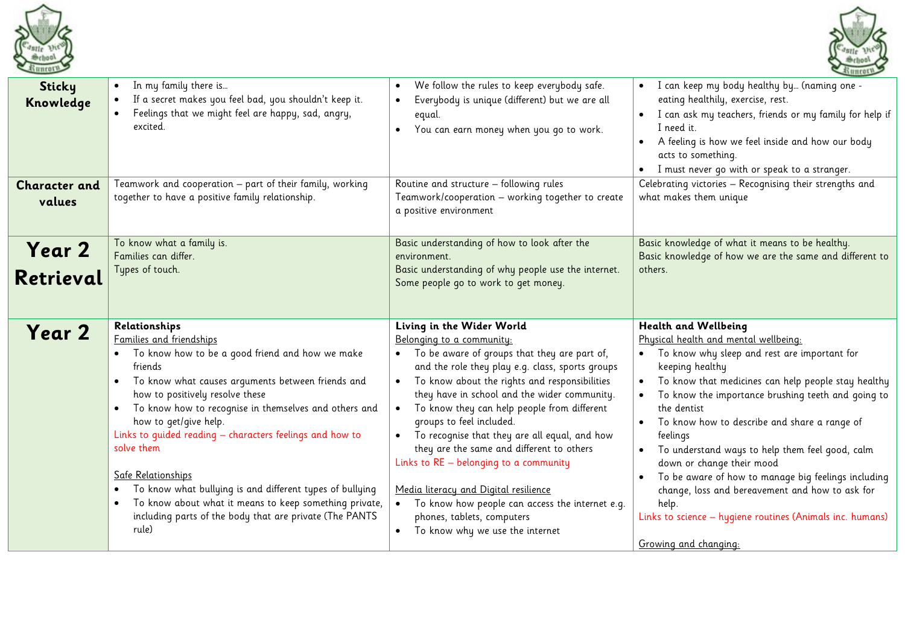| | | | |
|---|---|---|---|
| **Sticky Knowledge** | • In my family there is… <br> • If a secret makes you feel bad, you shouldn't keep it. <br> • Feelings that we might feel are happy, sad, angry, excited. | • We follow the rules to keep everybody safe. <br> • Everybody is unique (different) but we are all equal. <br> • You can earn money when you go to work. | • I can keep my body healthy by… (naming one - eating healthily, exercise, rest. <br> • I can ask my teachers, friends or my family for help if I need it. <br> • A feeling is how we feel inside and how our body acts to something. <br> • I must never go with or speak to a stranger. |
| **Character and values** | Teamwork and cooperation – part of their family, working together to have a positive family relationship. | Routine and structure – following rules <br> Teamwork/cooperation – working together to create a positive environment | Celebrating victories – Recognising their strengths and what makes them unique |
| **Year 2 Retrieval** | To know what a family is. <br> Families can differ. <br> Types of touch. | Basic understanding of how to look after the environment. <br> Basic understanding of why people use the internet. <br> Some people go to work to get money. | Basic knowledge of what it means to be healthy. <br> Basic knowledge of how we are the same and different to others. |
| **Year 2** | **Relationships** <br> Families and friendships <br> • To know how to be a good friend and how we make friends <br> • To know what causes arguments between friends and how to positively resolve these <br> • To know how to recognise in themselves and others and how to get/give help. <br> Links to guided reading – characters feelings and how to solve them <br><br> Safe Relationships <br> • To know what bullying is and different types of bullying <br> • To know about what it means to keep something private, including parts of the body that are private (The PANTS rule) | **Living in the Wider World** <br> Belonging to a community: <br> • To be aware of groups that they are part of, and the role they play e.g. class, sports groups <br> • To know about the rights and responsibilities they have in school and the wider community. <br> • To know they can help people from different groups to feel included. <br> • To recognise that they are all equal, and how they are the same and different to others <br> Links to RE – belonging to a community <br><br> Media literacy and Digital resilience <br> • To know how people can access the internet e.g. phones, tablets, computers <br> • To know why we use the internet | **Health and Wellbeing** <br> Physical health and mental wellbeing: <br> • To know why sleep and rest are important for keeping healthy <br> • To know that medicines can help people stay healthy <br> • To know the importance brushing teeth and going to the dentist <br> • To know how to describe and share a range of feelings <br> • To understand ways to help them feel good, calm down or change their mood <br> • To be aware of how to manage big feelings including change, loss and bereavement and how to ask for help. <br> Links to science – hygiene routines (Animals inc. humans) <br><br> Growing and changing: |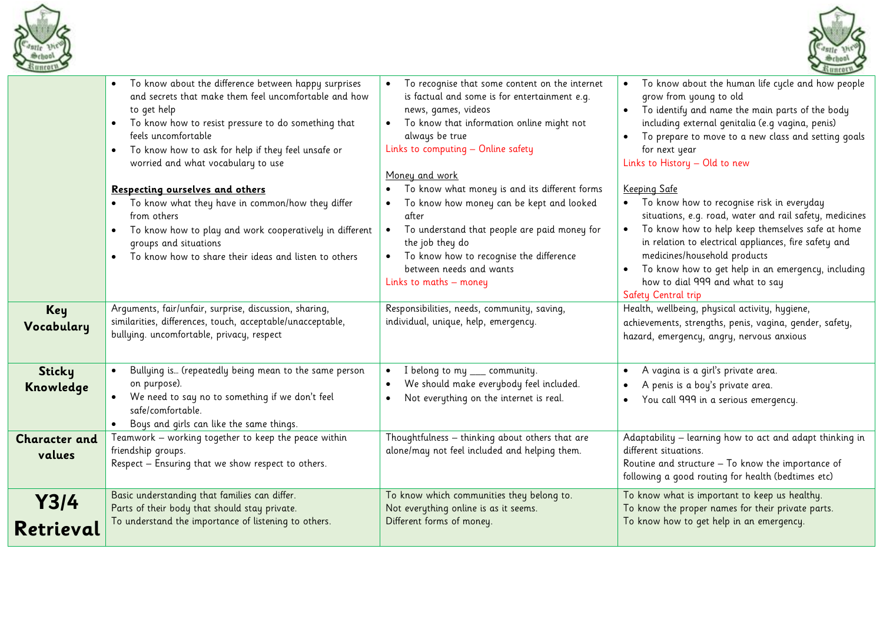| | | | |
|---|---|---|---|
| | • To know about the difference between happy surprises and secrets that make them feel uncomfortable and how to get help<br>• To know how to resist pressure to do something that feels uncomfortable<br>• To know how to ask for help if they feel unsafe or worried and what vocabulary to use<br><br>**<u>Respecting ourselves and others</u>**<br>• To know what they have in common/how they differ from others<br>• To know how to play and work cooperatively in different groups and situations<br>• To know how to share their ideas and listen to others | • To recognise that some content on the internet is factual and some is for entertainment e.g. news, games, videos<br>• To know that information online might not always be true<br>Links to computing – Online safety<br><br><u>Money and work</u><br>• To know what money is and its different forms<br>• To know how money can be kept and looked after<br>• To understand that people are paid money for the job they do<br>• To know how to recognise the difference between needs and wants<br>Links to maths – money | • To know about the human life cycle and how people grow from young to old<br>• To identify and name the main parts of the body including external genitalia (e.g vagina, penis)<br>• To prepare to move to a new class and setting goals for next year<br>Links to History – Old to new<br><br><u>Keeping Safe</u><br>• To know how to recognise risk in everyday situations, e.g. road, water and rail safety, medicines<br>• To know how to help keep themselves safe at home in relation to electrical appliances, fire safety and medicines/household products<br>• To know how to get help in an emergency, including how to dial 999 and what to say<br>Safety Central trip |
| **Key Vocabulary** | Arguments, fair/unfair, surprise, discussion, sharing, similarities, differences, touch, acceptable/unacceptable, bullying. uncomfortable, privacy, respect | Responsibilities, needs, community, saving, individual, unique, help, emergency. | Health, wellbeing, physical activity, hygiene, achievements, strengths, penis, vagina, gender, safety, hazard, emergency, angry, nervous anxious |
| **Sticky Knowledge** | • Bullying is… (repeatedly being mean to the same person on purpose).<br>• We need to say no to something if we don't feel safe/comfortable.<br>• Boys and girls can like the same things. | • I belong to my ___ community.<br>• We should make everybody feel included.<br>• Not everything on the internet is real. | • A vagina is a girl's private area.<br>• A penis is a boy's private area.<br>• You call 999 in a serious emergency. |
| **Character and values** | Teamwork – working together to keep the peace within friendship groups.<br>Respect – Ensuring that we show respect to others. | Thoughtfulness – thinking about others that are alone/may not feel included and helping them. | Adaptability – learning how to act and adapt thinking in different situations.<br>Routine and structure – To know the importance of following a good routing for health (bedtimes etc) |
| **Y3/4 Retrieval** | Basic understanding that families can differ.<br>Parts of their body that should stay private.<br>To understand the importance of listening to others. | To know which communities they belong to.<br>Not everything online is as it seems.<br>Different forms of money. | To know what is important to keep us healthy.<br>To know the proper names for their private parts.<br>To know how to get help in an emergency. |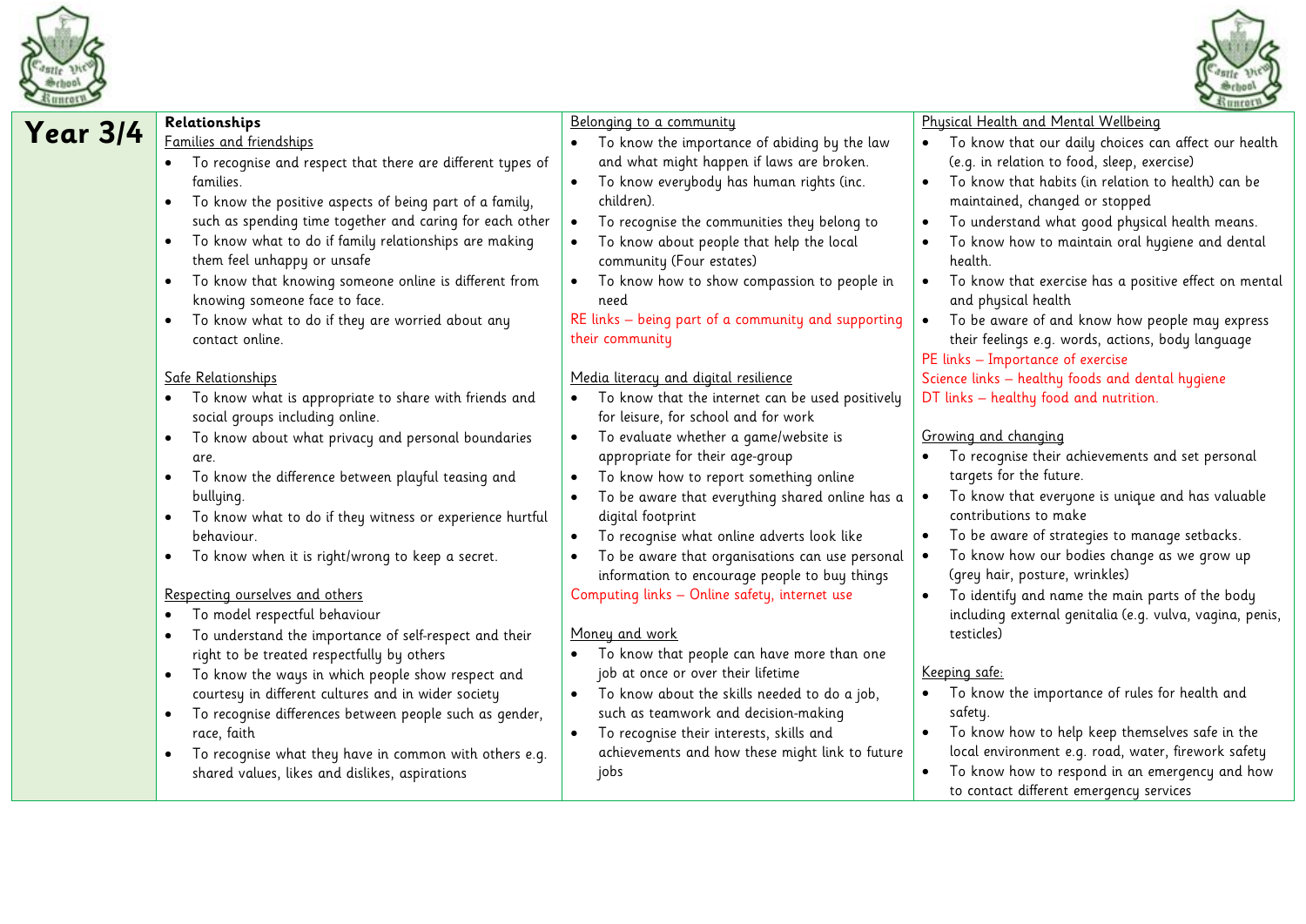# Year 3/4

## Relationships

### Families and friendships

- To recognise and respect that there are different types of families.
- To know the positive aspects of being part of a family, such as spending time together and caring for each other
- To know what to do if family relationships are making them feel unhappy or unsafe
- To know that knowing someone online is different from knowing someone face to face.
- To know what to do if they are worried about any contact online.

### Safe Relationships

- To know what is appropriate to share with friends and social groups including online.
- To know about what privacy and personal boundaries are.
- To know the difference between playful teasing and bullying.
- To know what to do if they witness or experience hurtful behaviour.
- To know when it is right/wrong to keep a secret.

### Respecting ourselves and others

- To model respectful behaviour
- To understand the importance of self-respect and their right to be treated respectfully by others
- To know the ways in which people show respect and courtesy in different cultures and in wider society
- To recognise differences between people such as gender, race, faith
- To recognise what they have in common with others e.g. shared values, likes and dislikes, aspirations

### Belonging to a community

- To know the importance of abiding by the law and what might happen if laws are broken.
- To know everybody has human rights (inc. children).
- To recognise the communities they belong to
- To know about people that help the local community (Four estates)
- To know how to show compassion to people in need

RE links – being part of a community and supporting their community

### Media literacy and digital resilience

- To know that the internet can be used positively for leisure, for school and for work
- To evaluate whether a game/website is appropriate for their age-group
- To know how to report something online
- To be aware that everything shared online has a digital footprint
- To recognise what online adverts look like
- To be aware that organisations can use personal information to encourage people to buy things

Computing links – Online safety, internet use

### Money and work

- To know that people can have more than one job at once or over their lifetime
- To know about the skills needed to do a job, such as teamwork and decision-making
- To recognise their interests, skills and achievements and how these might link to future jobs

### Physical Health and Mental Wellbeing

- To know that our daily choices can affect our health (e.g. in relation to food, sleep, exercise)
- To know that habits (in relation to health) can be maintained, changed or stopped
- To understand what good physical health means.
- To know how to maintain oral hygiene and dental health.
- To know that exercise has a positive effect on mental and physical health
- To be aware of and know how people may express their feelings e.g. words, actions, body language

PE links – Importance of exercise
Science links – healthy foods and dental hygiene
DT links – healthy food and nutrition.

### Growing and changing

- To recognise their achievements and set personal targets for the future.
- To know that everyone is unique and has valuable contributions to make
- To be aware of strategies to manage setbacks.
- To know how our bodies change as we grow up (grey hair, posture, wrinkles)
- To identify and name the main parts of the body including external genitalia (e.g. vulva, vagina, penis, testicles)

### Keeping safe:

- To know the importance of rules for health and safety.
- To know how to help keep themselves safe in the local environment e.g. road, water, firework safety
- To know how to respond in an emergency and how to contact different emergency services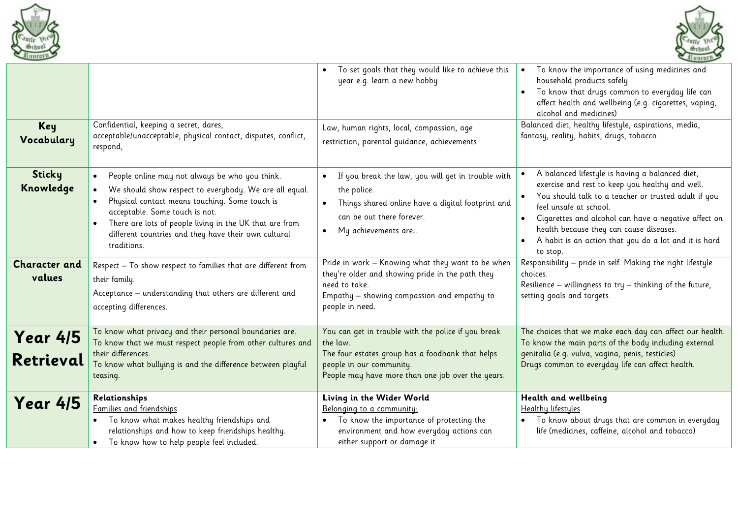| | | | |
|---|---|---|---|
| | | • To set goals that they would like to achieve this year e.g. learn a new hobby | • To know the importance of using medicines and household products safely<br>• To know that drugs common to everyday life can affect health and wellbeing (e.g. cigarettes, vaping, alcohol and medicines) |
| **Key Vocabulary** | Confidential, keeping a secret, dares, acceptable/unacceptable, physical contact, disputes, conflict, respond, | Law, human rights, local, compassion, age restriction, parental guidance, achievements | Balanced diet, healthy lifestyle, aspirations, media, fantasy, reality, habits, drugs, tobacco |
| **Sticky Knowledge** | • People online may not always be who you think.<br>• We should show respect to everybody. We are all equal.<br>• Physical contact means touching. Some touch is acceptable. Some touch is not.<br>• There are lots of people living in the UK that are from different countries and they have their own cultural traditions. | • If you break the law, you will get in trouble with the police.<br>• Things shared online have a digital footprint and can be out there forever.<br>• My achievements are… | • A balanced lifestyle is having a balanced diet, exercise and rest to keep you healthy and well.<br>• You should talk to a teacher or trusted adult if you feel unsafe at school.<br>• Cigarettes and alcohol can have a negative affect on health because they can cause diseases.<br>• A habit is an action that you do a lot and it is hard to stop. |
| **Character and values** | Respect – To show respect to families that are different from their family.<br>Acceptance – understanding that others are different and accepting differences. | Pride in work – Knowing what they want to be when they're older and showing pride in the path they need to take.<br>Empathy – showing compassion and empathy to people in need. | Responsibility – pride in self. Making the right lifestyle choices.<br>Resilience – willingness to try – thinking of the future, setting goals and targets. |
| **Year 4/5 Retrieval** | To know what privacy and their personal boundaries are.<br>To know that we must respect people from other cultures and their differences.<br>To know what bullying is and the difference between playful teasing. | You can get in trouble with the police if you break the law.<br>The four estates group has a foodbank that helps people in our community.<br>People may have more than one job over the years. | The choices that we make each day can affect our health.<br>To know the main parts of the body including external genitalia (e.g. vulva, vagina, penis, testicles)<br>Drugs common to everyday life can affect health. |
| **Year 4/5** | **Relationships**<br>Families and friendships<br>• To know what makes healthy friendships and relationships and how to keep friendships healthy.<br>• To know how to help people feel included. | **Living in the Wider World**<br>Belonging to a community:<br>• To know the importance of protecting the environment and how everyday actions can either support or damage it | **Health and wellbeing**<br>Healthy lifestyles<br>• To know about drugs that are common in everyday life (medicines, caffeine, alcohol and tobacco) |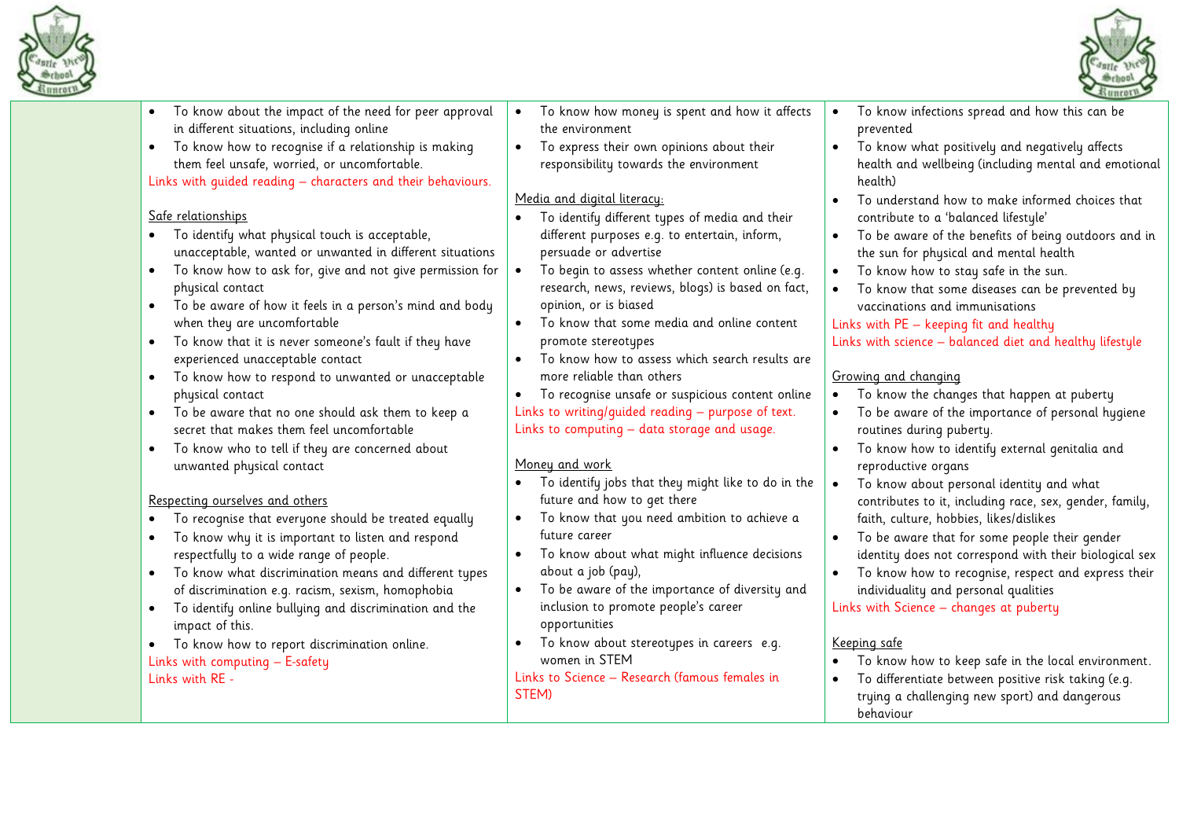| | | | |
|---|---|---|---|
| | • To know about the impact of the need for peer approval in different situations, including online<br>• To know how to recognise if a relationship is making them feel unsafe, worried, or uncomfortable.<br>Links with guided reading – characters and their behaviours.<br><br><u>Safe relationships</u><br>• To identify what physical touch is acceptable, unacceptable, wanted or unwanted in different situations<br>• To know how to ask for, give and not give permission for physical contact<br>• To be aware of how it feels in a person's mind and body when they are uncomfortable<br>• To know that it is never someone's fault if they have experienced unacceptable contact<br>• To know how to respond to unwanted or unacceptable physical contact<br>• To be aware that no one should ask them to keep a secret that makes them feel uncomfortable<br>• To know who to tell if they are concerned about unwanted physical contact<br><br><u>Respecting ourselves and others</u><br>• To recognise that everyone should be treated equally<br>• To know why it is important to listen and respond respectfully to a wide range of people.<br>• To know what discrimination means and different types of discrimination e.g. racism, sexism, homophobia<br>• To identify online bullying and discrimination and the impact of this.<br>• To know how to report discrimination online.<br>Links with computing – E-safety<br>Links with RE - | • To know how money is spent and how it affects the environment<br>• To express their own opinions about their responsibility towards the environment<br><br><u>Media and digital literacy:</u><br>• To identify different types of media and their different purposes e.g. to entertain, inform, persuade or advertise<br>• To begin to assess whether content online (e.g. research, news, reviews, blogs) is based on fact, opinion, or is biased<br>• To know that some media and online content promote stereotypes<br>• To know how to assess which search results are more reliable than others<br>• To recognise unsafe or suspicious content online<br>Links to writing/guided reading – purpose of text.<br>Links to computing – data storage and usage.<br><br><u>Money and work</u><br>• To identify jobs that they might like to do in the future and how to get there<br>• To know that you need ambition to achieve a future career<br>• To know about what might influence decisions about a job (pay),<br>• To be aware of the importance of diversity and inclusion to promote people's career opportunities<br>• To know about stereotypes in careers e.g. women in STEM<br>Links to Science – Research (famous females in STEM) | • To know infections spread and how this can be prevented<br>• To know what positively and negatively affects health and wellbeing (including mental and emotional health)<br>• To understand how to make informed choices that contribute to a 'balanced lifestyle'<br>• To be aware of the benefits of being outdoors and in the sun for physical and mental health<br>• To know how to stay safe in the sun.<br>• To know that some diseases can be prevented by vaccinations and immunisations<br>Links with PE – keeping fit and healthy<br>Links with science – balanced diet and healthy lifestyle<br><br><u>Growing and changing</u><br>• To know the changes that happen at puberty<br>• To be aware of the importance of personal hygiene routines during puberty.<br>• To know how to identify external genitalia and reproductive organs<br>• To know about personal identity and what contributes to it, including race, sex, gender, family, faith, culture, hobbies, likes/dislikes<br>• To be aware that for some people their gender identity does not correspond with their biological sex<br>• To know how to recognise, respect and express their individuality and personal qualities<br>Links with Science – changes at puberty<br><br><u>Keeping safe</u><br>• To know how to keep safe in the local environment.<br>• To differentiate between positive risk taking (e.g. trying a challenging new sport) and dangerous behaviour |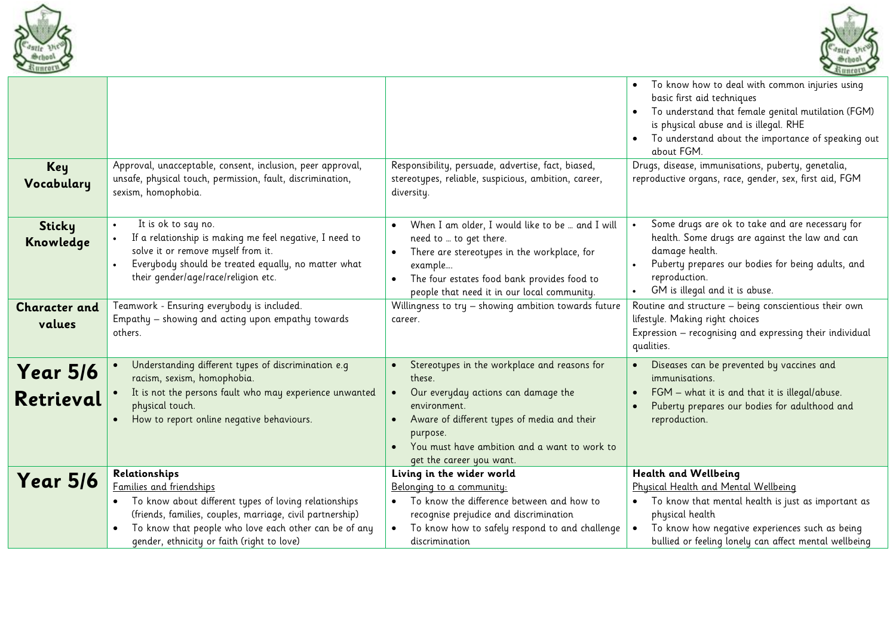| | | | |
|---|---|---|---|
| | | | • To know how to deal with common injuries using basic first aid techniques<br>• To understand that female genital mutilation (FGM) is physical abuse and is illegal. RHE<br>• To understand about the importance of speaking out about FGM. |
| **Key Vocabulary** | Approval, unacceptable, consent, inclusion, peer approval, unsafe, physical touch, permission, fault, discrimination, sexism, homophobia. | Responsibility, persuade, advertise, fact, biased, stereotypes, reliable, suspicious, ambition, career, diversity. | Drugs, disease, immunisations, puberty, genetalia, reproductive organs, race, gender, sex, first aid, FGM |
| **Sticky Knowledge** | • It is ok to say no.<br>• If a relationship is making me feel negative, I need to solve it or remove myself from it.<br>• Everybody should be treated equally, no matter what their gender/age/race/religion etc. | • When I am older, I would like to be … and I will need to … to get there.<br>• There are stereotypes in the workplace, for example….<br>• The four estates food bank provides food to people that need it in our local community. | • Some drugs are ok to take and are necessary for health. Some drugs are against the law and can damage health.<br>• Puberty prepares our bodies for being adults, and reproduction.<br>• GM is illegal and it is abuse. |
| **Character and values** | Teamwork - Ensuring everybody is included.<br>Empathy – showing and acting upon empathy towards others. | Willingness to try – showing ambition towards future career. | Routine and structure – being conscientious their own lifestyle. Making right choices<br>Expression – recognising and expressing their individual qualities. |
| **Year 5/6 Retrieval** | • Understanding different types of discrimination e.g racism, sexism, homophobia.<br>• It is not the persons fault who may experience unwanted physical touch.<br>• How to report online negative behaviours. | • Stereotypes in the workplace and reasons for these.<br>• Our everyday actions can damage the environment.<br>• Aware of different types of media and their purpose.<br>• You must have ambition and a want to work to get the career you want. | • Diseases can be prevented by vaccines and immunisations.<br>• FGM – what it is and that it is illegal/abuse.<br>• Puberty prepares our bodies for adulthood and reproduction. |
| **Year 5/6** | **Relationships**<br>Families and friendships<br>• To know about different types of loving relationships (friends, families, couples, marriage, civil partnership)<br>• To know that people who love each other can be of any gender, ethnicity or faith (right to love) | **Living in the wider world**<br>Belonging to a community:<br>• To know the difference between and how to recognise prejudice and discrimination<br>• To know how to safely respond to and challenge discrimination | **Health and Wellbeing**<br>Physical Health and Mental Wellbeing<br>• To know that mental health is just as important as physical health<br>• To know how negative experiences such as being bullied or feeling lonely can affect mental wellbeing |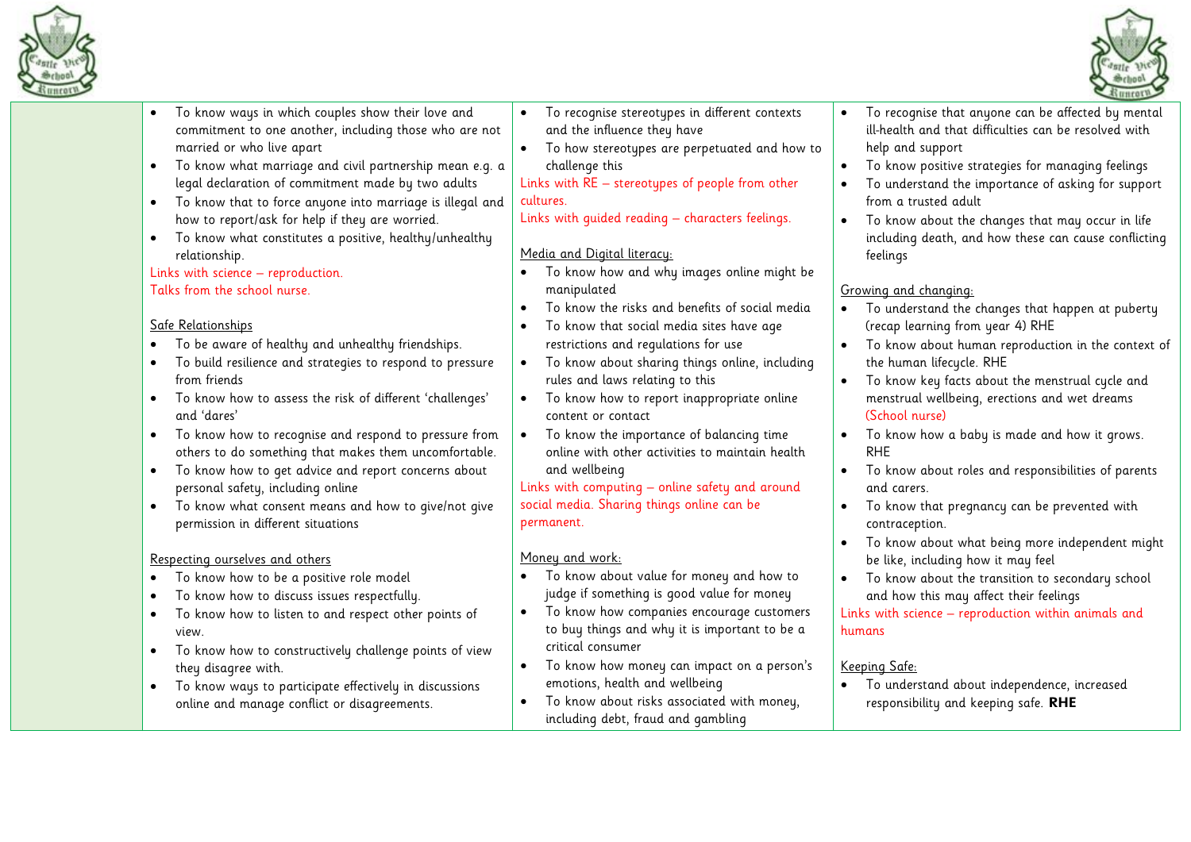| | | | |
|---|---|---|---|
| | • To know ways in which couples show their love and commitment to one another, including those who are not married or who live apart<br>• To know what marriage and civil partnership mean e.g. a legal declaration of commitment made by two adults<br>• To know that to force anyone into marriage is illegal and how to report/ask for help if they are worried.<br>• To know what constitutes a positive, healthy/unhealthy relationship.<br>Links with science – reproduction.<br>Talks from the school nurse.<br><br>Safe Relationships<br>• To be aware of healthy and unhealthy friendships.<br>• To build resilience and strategies to respond to pressure from friends<br>• To know how to assess the risk of different 'challenges' and 'dares'<br>• To know how to recognise and respond to pressure from others to do something that makes them uncomfortable.<br>• To know how to get advice and report concerns about personal safety, including online<br>• To know what consent means and how to give/not give permission in different situations<br><br>Respecting ourselves and others<br>• To know how to be a positive role model<br>• To know how to discuss issues respectfully.<br>• To know how to listen to and respect other points of view.<br>• To know how to constructively challenge points of view they disagree with.<br>• To know ways to participate effectively in discussions online and manage conflict or disagreements. | • To recognise stereotypes in different contexts and the influence they have<br>• To how stereotypes are perpetuated and how to challenge this<br>Links with RE – stereotypes of people from other cultures.<br>Links with guided reading – characters feelings.<br><br>Media and Digital literacy:<br>• To know how and why images online might be manipulated<br>• To know the risks and benefits of social media<br>• To know that social media sites have age restrictions and regulations for use<br>• To know about sharing things online, including rules and laws relating to this<br>• To know how to report inappropriate online content or contact<br>• To know the importance of balancing time online with other activities to maintain health and wellbeing<br>Links with computing – online safety and around social media. Sharing things online can be permanent.<br><br>Money and work:<br>• To know about value for money and how to judge if something is good value for money<br>• To know how companies encourage customers to buy things and why it is important to be a critical consumer<br>• To know how money can impact on a person's emotions, health and wellbeing<br>• To know about risks associated with money, including debt, fraud and gambling | • To recognise that anyone can be affected by mental ill-health and that difficulties can be resolved with help and support<br>• To know positive strategies for managing feelings<br>• To understand the importance of asking for support from a trusted adult<br>• To know about the changes that may occur in life including death, and how these can cause conflicting feelings<br><br>Growing and changing:<br>• To understand the changes that happen at puberty (recap learning from year 4) RHE<br>• To know about human reproduction in the context of the human lifecycle. RHE<br>• To know key facts about the menstrual cycle and menstrual wellbeing, erections and wet dreams (School nurse)<br>• To know how a baby is made and how it grows. RHE<br>• To know about roles and responsibilities of parents and carers.<br>• To know that pregnancy can be prevented with contraception.<br>• To know about what being more independent might be like, including how it may feel<br>• To know about the transition to secondary school and how this may affect their feelings<br>Links with science – reproduction within animals and humans<br><br>Keeping Safe:<br>• To understand about independence, increased responsibility and keeping safe. **RHE** |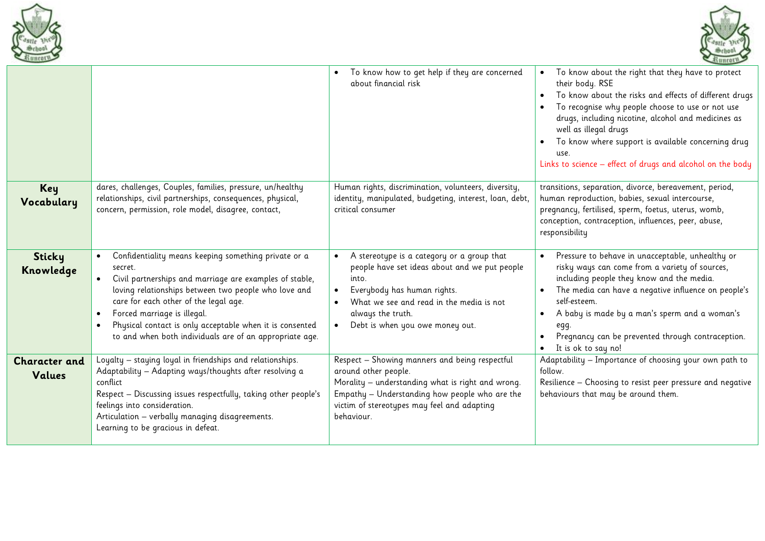| | | | |
|---|---|---|---|
| | | • To know how to get help if they are concerned about financial risk | • To know about the right that they have to protect their body. RSE<br>• To know about the risks and effects of different drugs<br>• To recognise why people choose to use or not use drugs, including nicotine, alcohol and medicines as well as illegal drugs<br>• To know where support is available concerning drug use.<br>Links to science – effect of drugs and alcohol on the body |
| **Key Vocabulary** | dares, challenges, Couples, families, pressure, un/healthy relationships, civil partnerships, consequences, physical, concern, permission, role model, disagree, contact, | Human rights, discrimination, volunteers, diversity, identity, manipulated, budgeting, interest, loan, debt, critical consumer | transitions, separation, divorce, bereavement, period, human reproduction, babies, sexual intercourse, pregnancy, fertilised, sperm, foetus, uterus, womb, conception, contraception, influences, peer, abuse, responsibility |
| **Sticky Knowledge** | • Confidentiality means keeping something private or a secret.<br>• Civil partnerships and marriage are examples of stable, loving relationships between two people who love and care for each other of the legal age.<br>• Forced marriage is illegal.<br>• Physical contact is only acceptable when it is consented to and when both individuals are of an appropriate age. | • A stereotype is a category or a group that people have set ideas about and we put people into.<br>• Everybody has human rights.<br>• What we see and read in the media is not always the truth.<br>• Debt is when you owe money out. | • Pressure to behave in unacceptable, unhealthy or risky ways can come from a variety of sources, including people they know and the media.<br>• The media can have a negative influence on people's self-esteem.<br>• A baby is made by a man's sperm and a woman's egg.<br>• Pregnancy can be prevented through contraception.<br>• It is ok to say no! |
| **Character and Values** | Loyalty – staying loyal in friendships and relationships.<br>Adaptability – Adapting ways/thoughts after resolving a conflict<br>Respect – Discussing issues respectfully, taking other people's feelings into consideration.<br>Articulation – verbally managing disagreements.<br>Learning to be gracious in defeat. | Respect – Showing manners and being respectful around other people.<br>Morality – understanding what is right and wrong.<br>Empathy – Understanding how people who are the victim of stereotypes may feel and adapting behaviour. | Adaptability – Importance of choosing your own path to follow.<br>Resilience – Choosing to resist peer pressure and negative behaviours that may be around them. |